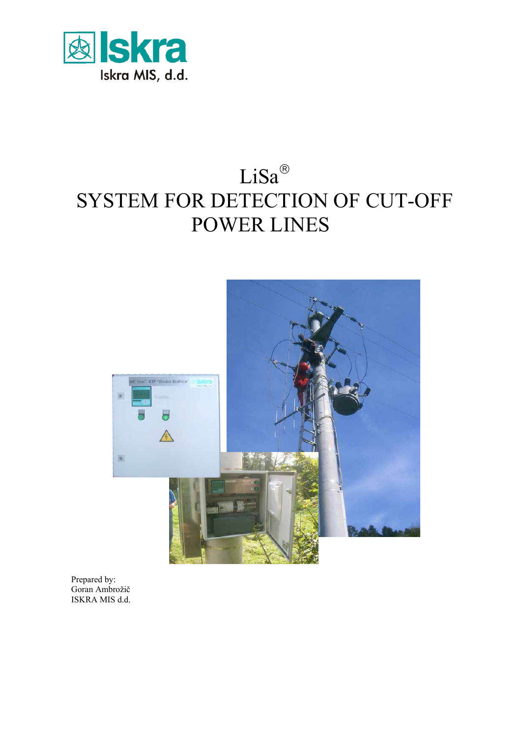Iskra

Iskra MIS, d.d.

# LiSa®
# SYSTEM FOR DETECTION OF CUT-OFF POWER LINES

Prepared by:
Goran Ambrožič
ISKRA MIS d.d.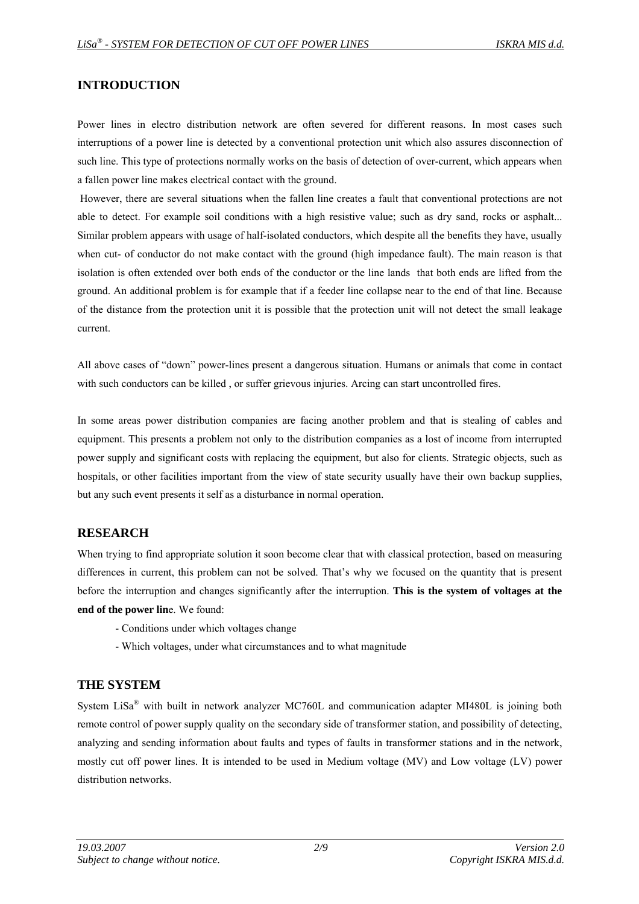## INTRODUCTION

Power lines in electro distribution network are often severed for different reasons. In most cases such interruptions of a power line is detected by a conventional protection unit which also assures disconnection of such line. This type of protections normally works on the basis of detection of over-current, which appears when a fallen power line makes electrical contact with the ground.

However, there are several situations when the fallen line creates a fault that conventional protections are not able to detect. For example soil conditions with a high resistive value; such as dry sand, rocks or asphalt... Similar problem appears with usage of half-isolated conductors, which despite all the benefits they have, usually when cut- of conductor do not make contact with the ground (high impedance fault). The main reason is that isolation is often extended over both ends of the conductor or the line lands that both ends are lifted from the ground. An additional problem is for example that if a feeder line collapse near to the end of that line. Because of the distance from the protection unit it is possible that the protection unit will not detect the small leakage current.

All above cases of “down” power-lines present a dangerous situation. Humans or animals that come in contact with such conductors can be killed , or suffer grievous injuries. Arcing can start uncontrolled fires.

In some areas power distribution companies are facing another problem and that is stealing of cables and equipment. This presents a problem not only to the distribution companies as a lost of income from interrupted power supply and significant costs with replacing the equipment, but also for clients. Strategic objects, such as hospitals, or other facilities important from the view of state security usually have their own backup supplies, but any such event presents it self as a disturbance in normal operation.

## RESEARCH

When trying to find appropriate solution it soon become clear that with classical protection, based on measuring differences in current, this problem can not be solved. That’s why we focused on the quantity that is present before the interruption and changes significantly after the interruption. **This is the system of voltages at the end of the power lin**e. We found:

- Conditions under which voltages change
- Which voltages, under what circumstances and to what magnitude

## THE SYSTEM

System LiSa® with built in network analyzer MC760L and communication adapter MI480L is joining both remote control of power supply quality on the secondary side of transformer station, and possibility of detecting, analyzing and sending information about faults and types of faults in transformer stations and in the network, mostly cut off power lines. It is intended to be used in Medium voltage (MV) and Low voltage (LV) power distribution networks.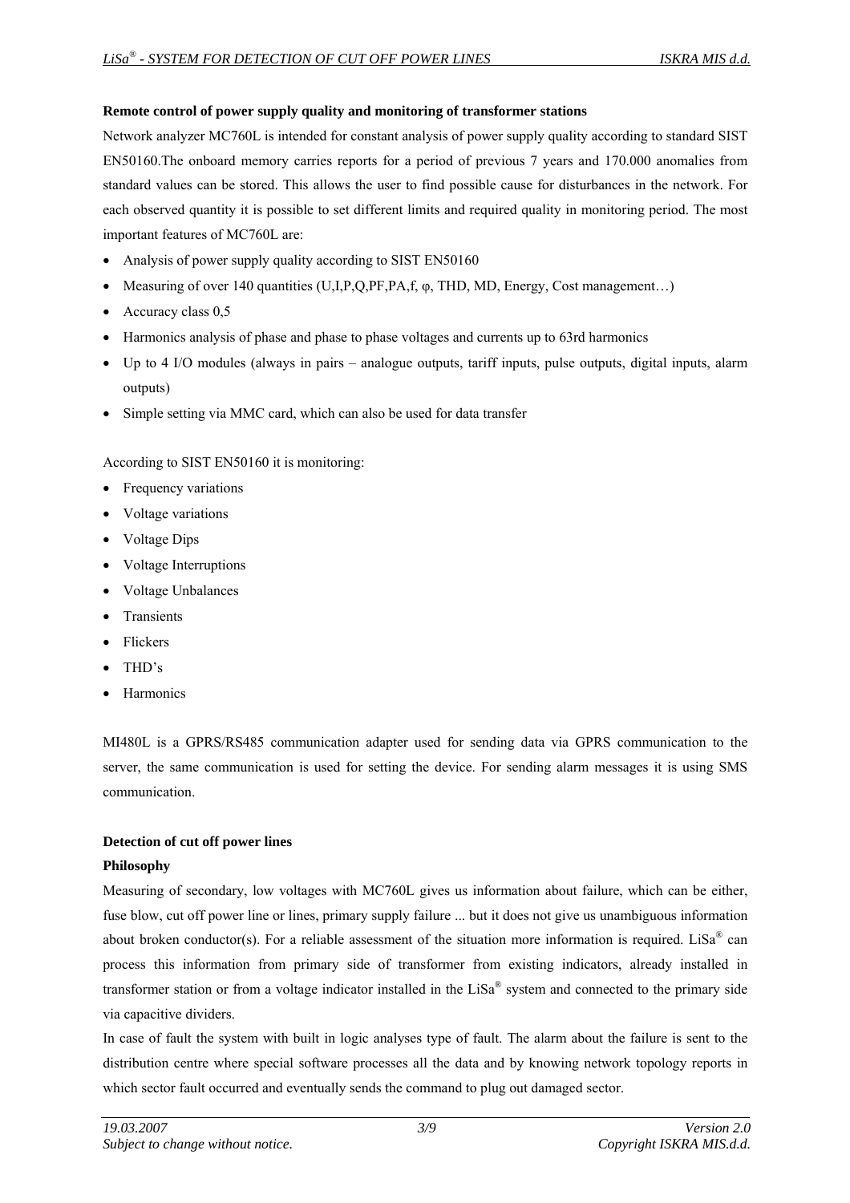**Remote control of power supply quality and monitoring of transformer stations**

Network analyzer MC760L is intended for constant analysis of power supply quality according to standard SIST EN50160.The onboard memory carries reports for a period of previous 7 years and 170.000 anomalies from standard values can be stored. This allows the user to find possible cause for disturbances in the network. For each observed quantity it is possible to set different limits and required quality in monitoring period. The most important features of MC760L are:

- Analysis of power supply quality according to SIST EN50160
- Measuring of over 140 quantities (U,I,P,Q,PF,PA,f, φ, THD, MD, Energy, Cost management…)
- Accuracy class 0,5
- Harmonics analysis of phase and phase to phase voltages and currents up to 63rd harmonics
- Up to 4 I/O modules (always in pairs – analogue outputs, tariff inputs, pulse outputs, digital inputs, alarm outputs)
- Simple setting via MMC card, which can also be used for data transfer

According to SIST EN50160 it is monitoring:

- Frequency variations
- Voltage variations
- Voltage Dips
- Voltage Interruptions
- Voltage Unbalances
- Transients
- Flickers
- THD's
- Harmonics

MI480L is a GPRS/RS485 communication adapter used for sending data via GPRS communication to the server, the same communication is used for setting the device. For sending alarm messages it is using SMS communication.

**Detection of cut off power lines**

**Philosophy**

Measuring of secondary, low voltages with MC760L gives us information about failure, which can be either, fuse blow, cut off power line or lines, primary supply failure ... but it does not give us unambiguous information about broken conductor(s). For a reliable assessment of the situation more information is required. LiSa® can process this information from primary side of transformer from existing indicators, already installed in transformer station or from a voltage indicator installed in the LiSa® system and connected to the primary side via capacitive dividers.

In case of fault the system with built in logic analyses type of fault. The alarm about the failure is sent to the distribution centre where special software processes all the data and by knowing network topology reports in which sector fault occurred and eventually sends the command to plug out damaged sector.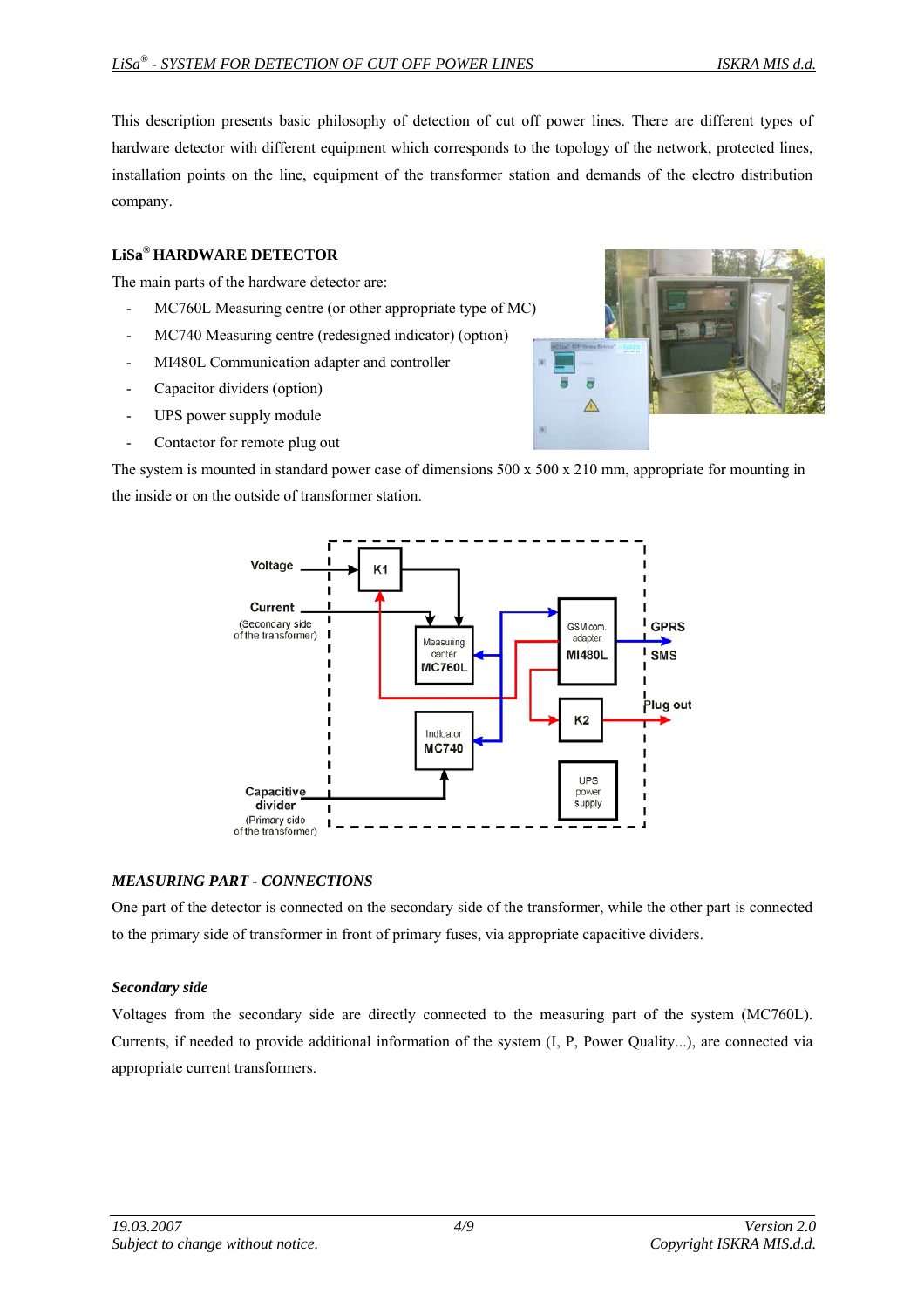This description presents basic philosophy of detection of cut off power lines. There are different types of hardware detector with different equipment which corresponds to the topology of the network, protected lines, installation points on the line, equipment of the transformer station and demands of the electro distribution company.

## LiSa® HARDWARE DETECTOR

The main parts of the hardware detector are:

- MC760L Measuring centre (or other appropriate type of MC)
- MC740 Measuring centre (redesigned indicator) (option)
- MI480L Communication adapter and controller
- Capacitor dividers (option)
- UPS power supply module
- Contactor for remote plug out

The system is mounted in standard power case of dimensions 500 x 500 x 210 mm, appropriate for mounting in the inside or on the outside of transformer station.

### *MEASURING PART - CONNECTIONS*

One part of the detector is connected on the secondary side of the transformer, while the other part is connected to the primary side of transformer in front of primary fuses, via appropriate capacitive dividers.

#### *Secondary side*

Voltages from the secondary side are directly connected to the measuring part of the system (MC760L). Currents, if needed to provide additional information of the system (I, P, Power Quality...), are connected via appropriate current transformers.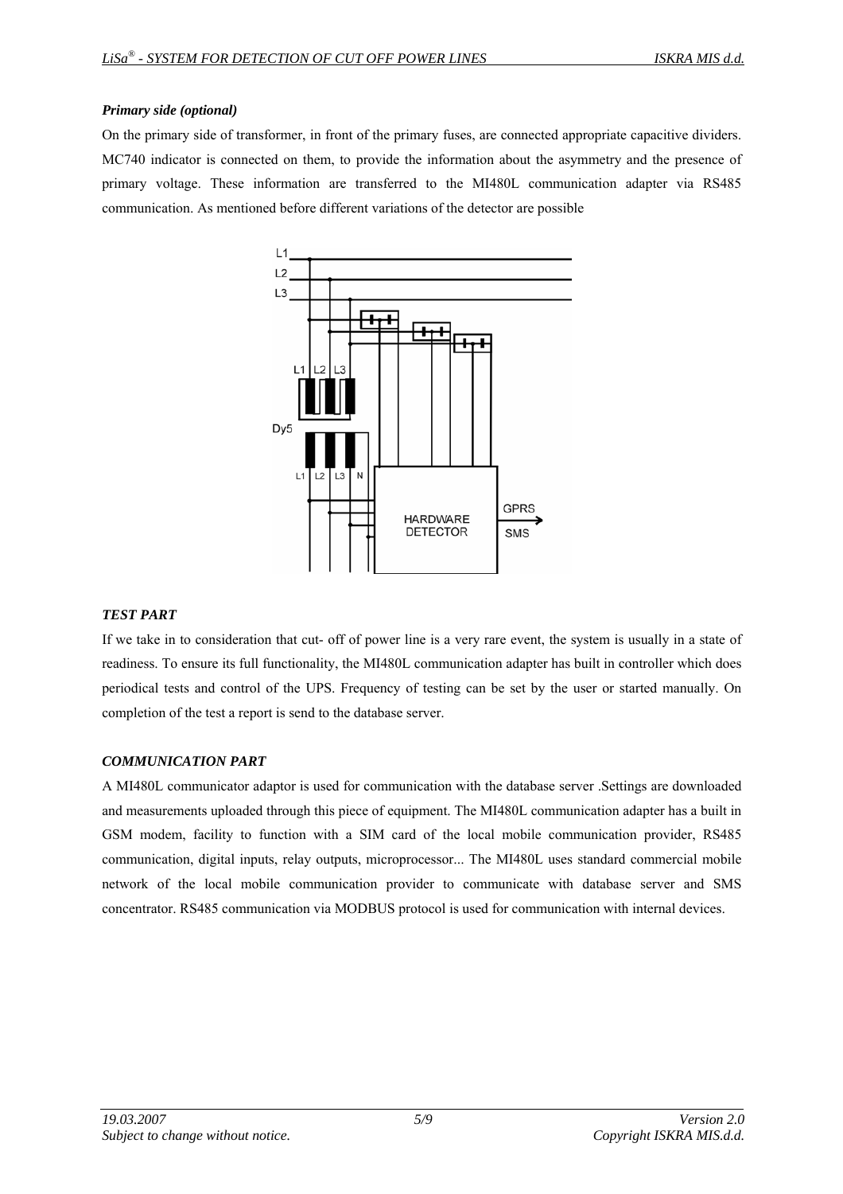***Primary side (optional)***

On the primary side of transformer, in front of the primary fuses, are connected appropriate capacitive dividers. MC740 indicator is connected on them, to provide the information about the asymmetry and the presence of primary voltage. These information are transferred to the MI480L communication adapter via RS485 communication. As mentioned before different variations of the detector are possible

***TEST PART***

If we take in to consideration that cut- off of power line is a very rare event, the system is usually in a state of readiness. To ensure its full functionality, the MI480L communication adapter has built in controller which does periodical tests and control of the UPS. Frequency of testing can be set by the user or started manually. On completion of the test a report is send to the database server.

***COMMUNICATION PART***

A MI480L communicator adaptor is used for communication with the database server .Settings are downloaded and measurements uploaded through this piece of equipment. The MI480L communication adapter has a built in GSM modem, facility to function with a SIM card of the local mobile communication provider, RS485 communication, digital inputs, relay outputs, microprocessor... The MI480L uses standard commercial mobile network of the local mobile communication provider to communicate with database server and SMS concentrator. RS485 communication via MODBUS protocol is used for communication with internal devices.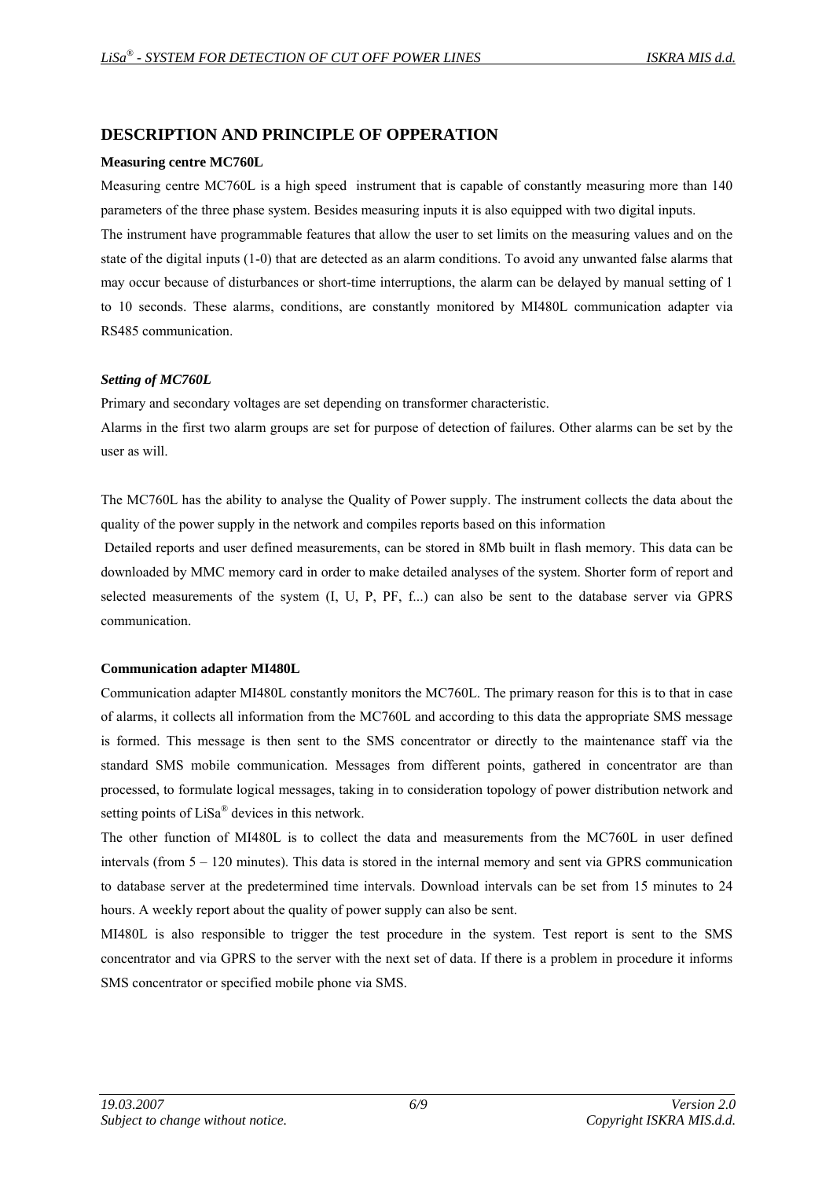## DESCRIPTION AND PRINCIPLE OF OPPERATION

**Measuring centre MC760L**

Measuring centre MC760L is a high speed instrument that is capable of constantly measuring more than 140 parameters of the three phase system. Besides measuring inputs it is also equipped with two digital inputs.

The instrument have programmable features that allow the user to set limits on the measuring values and on the state of the digital inputs (1-0) that are detected as an alarm conditions. To avoid any unwanted false alarms that may occur because of disturbances or short-time interruptions, the alarm can be delayed by manual setting of 1 to 10 seconds. These alarms, conditions, are constantly monitored by MI480L communication adapter via RS485 communication.

***Setting of MC760L***

Primary and secondary voltages are set depending on transformer characteristic.

Alarms in the first two alarm groups are set for purpose of detection of failures. Other alarms can be set by the user as will.

The MC760L has the ability to analyse the Quality of Power supply. The instrument collects the data about the quality of the power supply in the network and compiles reports based on this information

Detailed reports and user defined measurements, can be stored in 8Mb built in flash memory. This data can be downloaded by MMC memory card in order to make detailed analyses of the system. Shorter form of report and selected measurements of the system (I, U, P, PF, f...) can also be sent to the database server via GPRS communication.

**Communication adapter MI480L**

Communication adapter MI480L constantly monitors the MC760L. The primary reason for this is to that in case of alarms, it collects all information from the MC760L and according to this data the appropriate SMS message is formed. This message is then sent to the SMS concentrator or directly to the maintenance staff via the standard SMS mobile communication. Messages from different points, gathered in concentrator are than processed, to formulate logical messages, taking in to consideration topology of power distribution network and setting points of LiSa® devices in this network.

The other function of MI480L is to collect the data and measurements from the MC760L in user defined intervals (from 5 – 120 minutes). This data is stored in the internal memory and sent via GPRS communication to database server at the predetermined time intervals. Download intervals can be set from 15 minutes to 24 hours. A weekly report about the quality of power supply can also be sent.

MI480L is also responsible to trigger the test procedure in the system. Test report is sent to the SMS concentrator and via GPRS to the server with the next set of data. If there is a problem in procedure it informs SMS concentrator or specified mobile phone via SMS.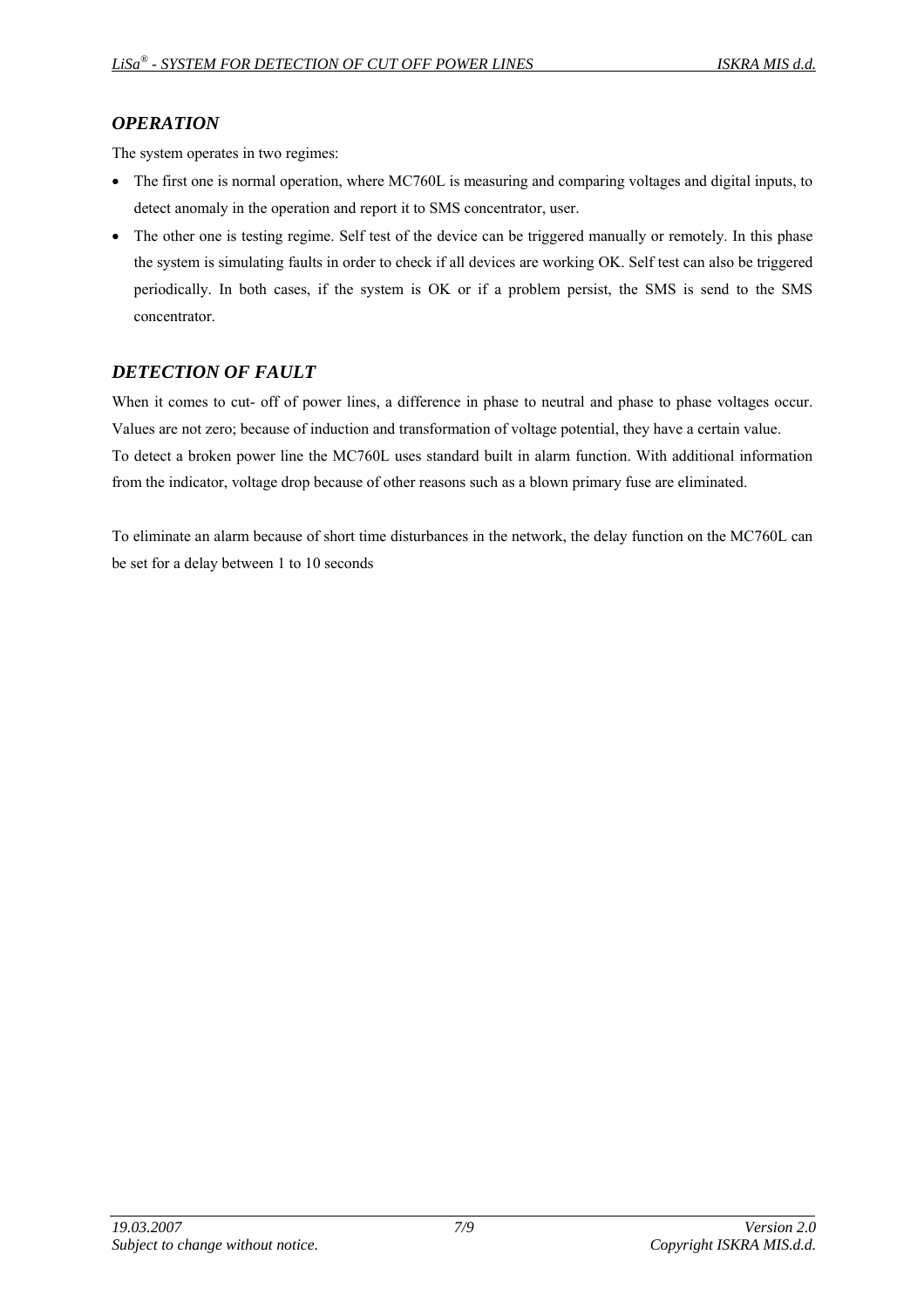## *OPERATION*

The system operates in two regimes:

- The first one is normal operation, where MC760L is measuring and comparing voltages and digital inputs, to detect anomaly in the operation and report it to SMS concentrator, user.
- The other one is testing regime. Self test of the device can be triggered manually or remotely. In this phase the system is simulating faults in order to check if all devices are working OK. Self test can also be triggered periodically. In both cases, if the system is OK or if a problem persist, the SMS is send to the SMS concentrator.

## *DETECTION OF FAULT*

When it comes to cut- off of power lines, a difference in phase to neutral and phase to phase voltages occur. Values are not zero; because of induction and transformation of voltage potential, they have a certain value.
To detect a broken power line the MC760L uses standard built in alarm function. With additional information from the indicator, voltage drop because of other reasons such as a blown primary fuse are eliminated.

To eliminate an alarm because of short time disturbances in the network, the delay function on the MC760L can be set for a delay between 1 to 10 seconds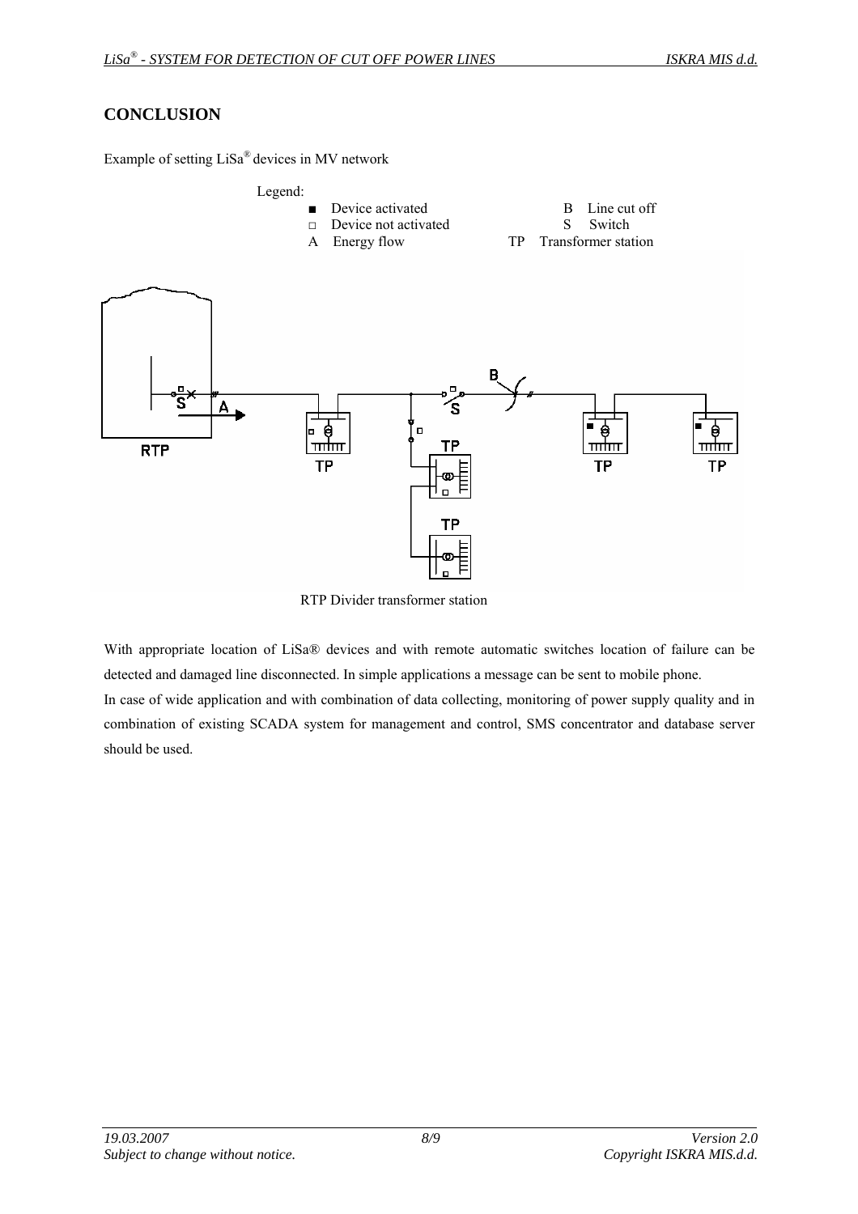# CONCLUSION

Example of setting LiSa® devices in MV network

Legend:

- ■ Device activated
- □ Device not activated
- A Energy flow
- B Line cut off
- S Switch
- TP Transformer station

RTP Divider transformer station

With appropriate location of LiSa® devices and with remote automatic switches location of failure can be detected and damaged line disconnected. In simple applications a message can be sent to mobile phone.

In case of wide application and with combination of data collecting, monitoring of power supply quality and in combination of existing SCADA system for management and control, SMS concentrator and database server should be used.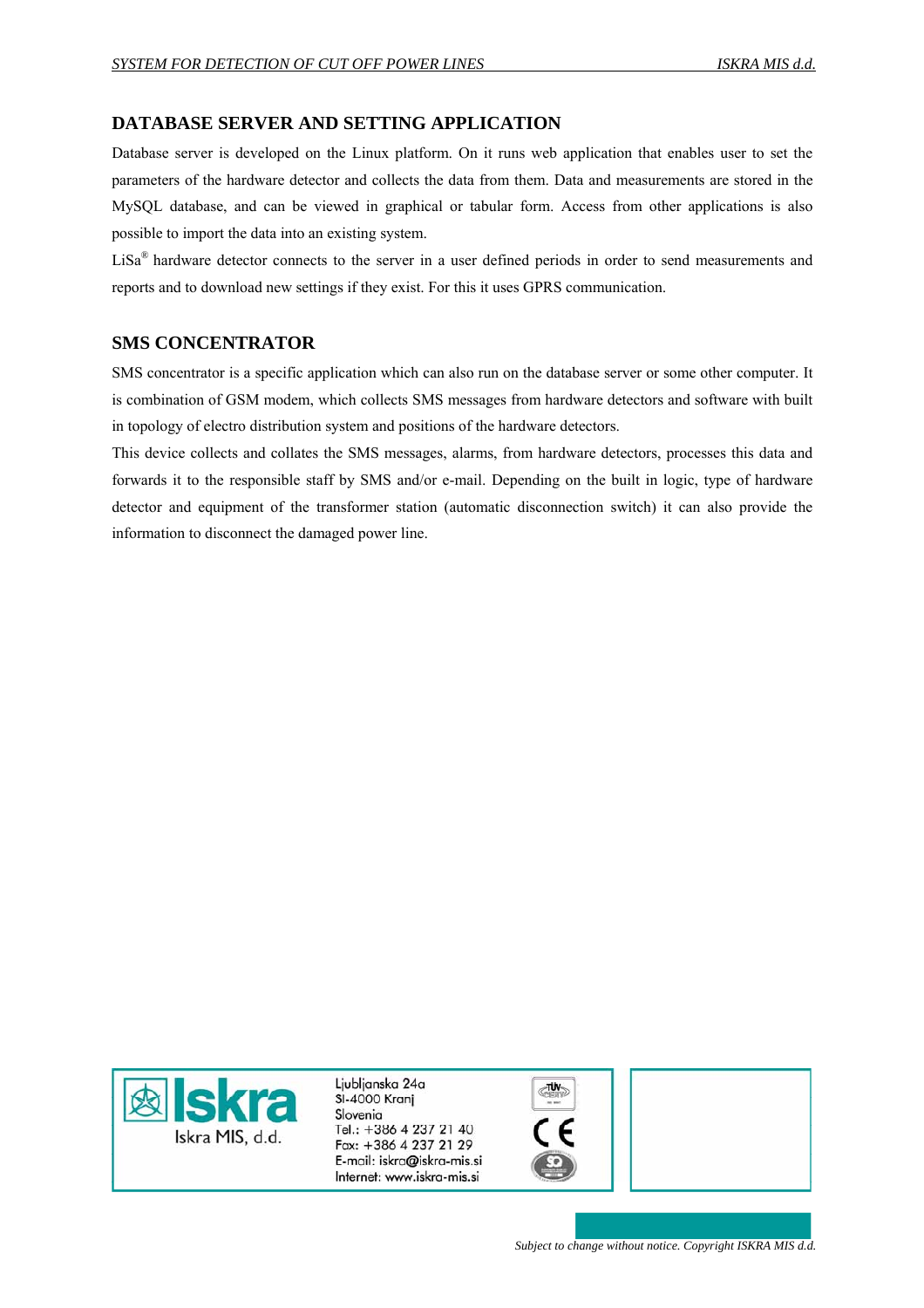## DATABASE SERVER AND SETTING APPLICATION

Database server is developed on the Linux platform. On it runs web application that enables user to set the parameters of the hardware detector and collects the data from them. Data and measurements are stored in the MySQL database, and can be viewed in graphical or tabular form. Access from other applications is also possible to import the data into an existing system.

LiSa® hardware detector connects to the server in a user defined periods in order to send measurements and reports and to download new settings if they exist. For this it uses GPRS communication.

## SMS CONCENTRATOR

SMS concentrator is a specific application which can also run on the database server or some other computer. It is combination of GSM modem, which collects SMS messages from hardware detectors and software with built in topology of electro distribution system and positions of the hardware detectors.

This device collects and collates the SMS messages, alarms, from hardware detectors, processes this data and forwards it to the responsible staff by SMS and/or e-mail. Depending on the built in logic, type of hardware detector and equipment of the transformer station (automatic disconnection switch) it can also provide the information to disconnect the damaged power line.

Iskra MIS, d.d.

Ljubljanska 24a
SI-4000 Kranj
Slovenia
Tel.: +386 4 237 21 40
Fax: +386 4 237 21 29
E-mail: iskra@iskra-mis.si
Internet: www.iskra-mis.si

*Subject to change without notice. Copyright ISKRA MIS d.d.*